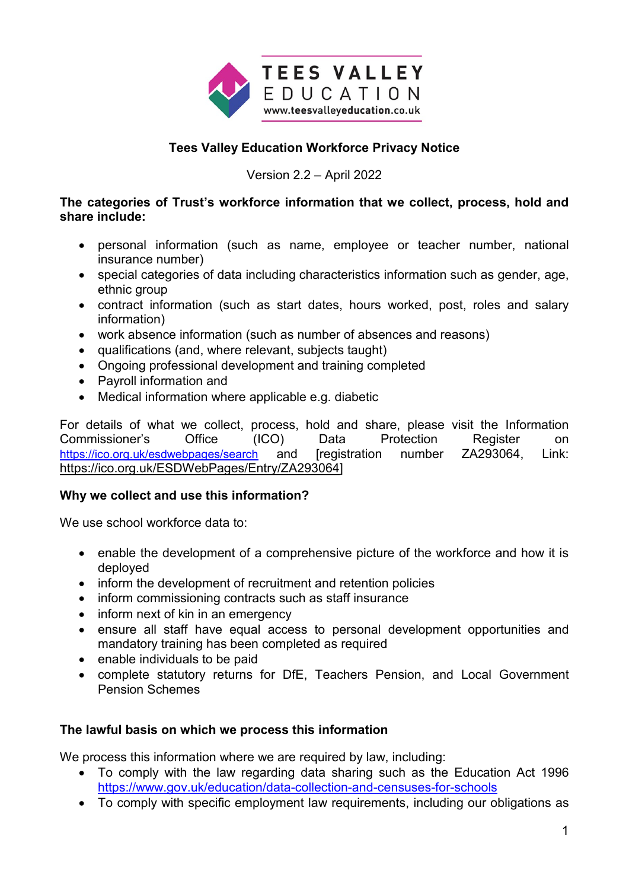# Tees Valley Education Workforce Privacy Notice

Version 2.2 – April 2022

**The categories of Trust's workforce information that we collect, process, hold and share include:**

- personal information (such as name, employee or teacher number, national insurance number)
- special categories of data including characteristics information such as gender, age, ethnic group
- contract information (such as start dates, hours worked, post, roles and salary information)
- work absence information (such as number of absences and reasons)
- qualifications (and, where relevant, subjects taught)
- Ongoing professional development and training completed
- Payroll information and
- Medical information where applicable e.g. diabetic

For details of what we collect, process, hold and share, please visit the Information Commissioner's Office (ICO) Data Protection Register on https://ico.org.uk/esdwebpages/search and [registration number ZA293064, Link: https://ico.org.uk/ESDWebPages/Entry/ZA293064]

## Why we collect and use this information?

We use school workforce data to:

- enable the development of a comprehensive picture of the workforce and how it is deployed
- inform the development of recruitment and retention policies
- inform commissioning contracts such as staff insurance
- inform next of kin in an emergency
- ensure all staff have equal access to personal development opportunities and mandatory training has been completed as required
- enable individuals to be paid
- complete statutory returns for DfE, Teachers Pension, and Local Government Pension Schemes

## The lawful basis on which we process this information

We process this information where we are required by law, including:

- To comply with the law regarding data sharing such as the Education Act 1996 https://www.gov.uk/education/data-collection-and-censuses-for-schools
- To comply with specific employment law requirements, including our obligations as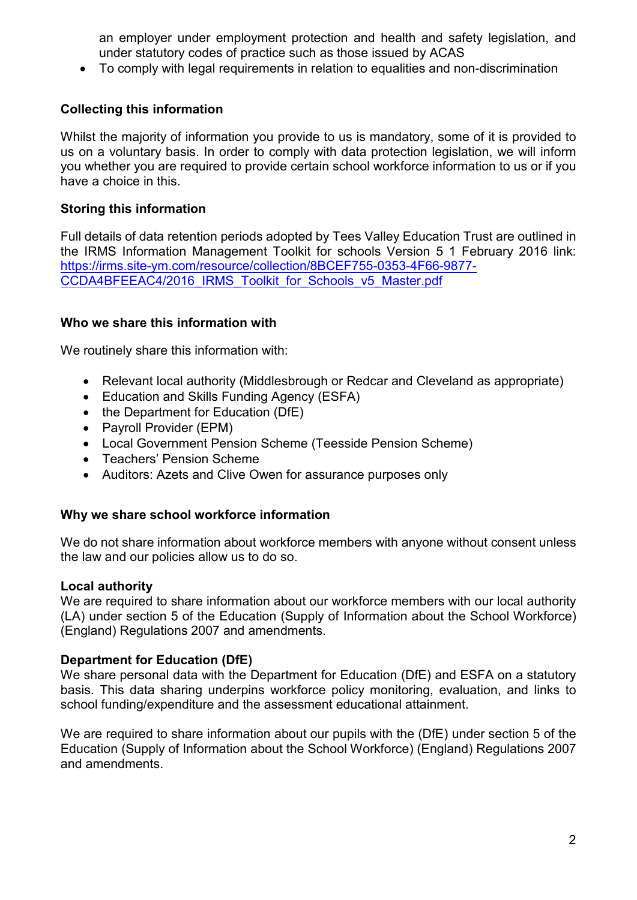an employer under employment protection and health and safety legislation, and under statutory codes of practice such as those issued by ACAS

- To comply with legal requirements in relation to equalities and non-discrimination

**Collecting this information**

Whilst the majority of information you provide to us is mandatory, some of it is provided to us on a voluntary basis. In order to comply with data protection legislation, we will inform you whether you are required to provide certain school workforce information to us or if you have a choice in this.

**Storing this information**

Full details of data retention periods adopted by Tees Valley Education Trust are outlined in the IRMS Information Management Toolkit for schools Version 5 1 February 2016 link: [https://irms.site-ym.com/resource/collection/8BCEF755-0353-4F66-9877-CCDA4BFEEAC4/2016_IRMS_Toolkit_for_Schools_v5_Master.pdf](https://irms.site-ym.com/resource/collection/8BCEF755-0353-4F66-9877-CCDA4BFEEAC4/2016_IRMS_Toolkit_for_Schools_v5_Master.pdf)

**Who we share this information with**

We routinely share this information with:

- Relevant local authority (Middlesbrough or Redcar and Cleveland as appropriate)
- Education and Skills Funding Agency (ESFA)
- the Department for Education (DfE)
- Payroll Provider (EPM)
- Local Government Pension Scheme (Teesside Pension Scheme)
- Teachers' Pension Scheme
- Auditors: Azets and Clive Owen for assurance purposes only

**Why we share school workforce information**

We do not share information about workforce members with anyone without consent unless the law and our policies allow us to do so.

**Local authority**

We are required to share information about our workforce members with our local authority (LA) under section 5 of the Education (Supply of Information about the School Workforce) (England) Regulations 2007 and amendments.

**Department for Education (DfE)**

We share personal data with the Department for Education (DfE) and ESFA on a statutory basis. This data sharing underpins workforce policy monitoring, evaluation, and links to school funding/expenditure and the assessment educational attainment.

We are required to share information about our pupils with the (DfE) under section 5 of the Education (Supply of Information about the School Workforce) (England) Regulations 2007 and amendments.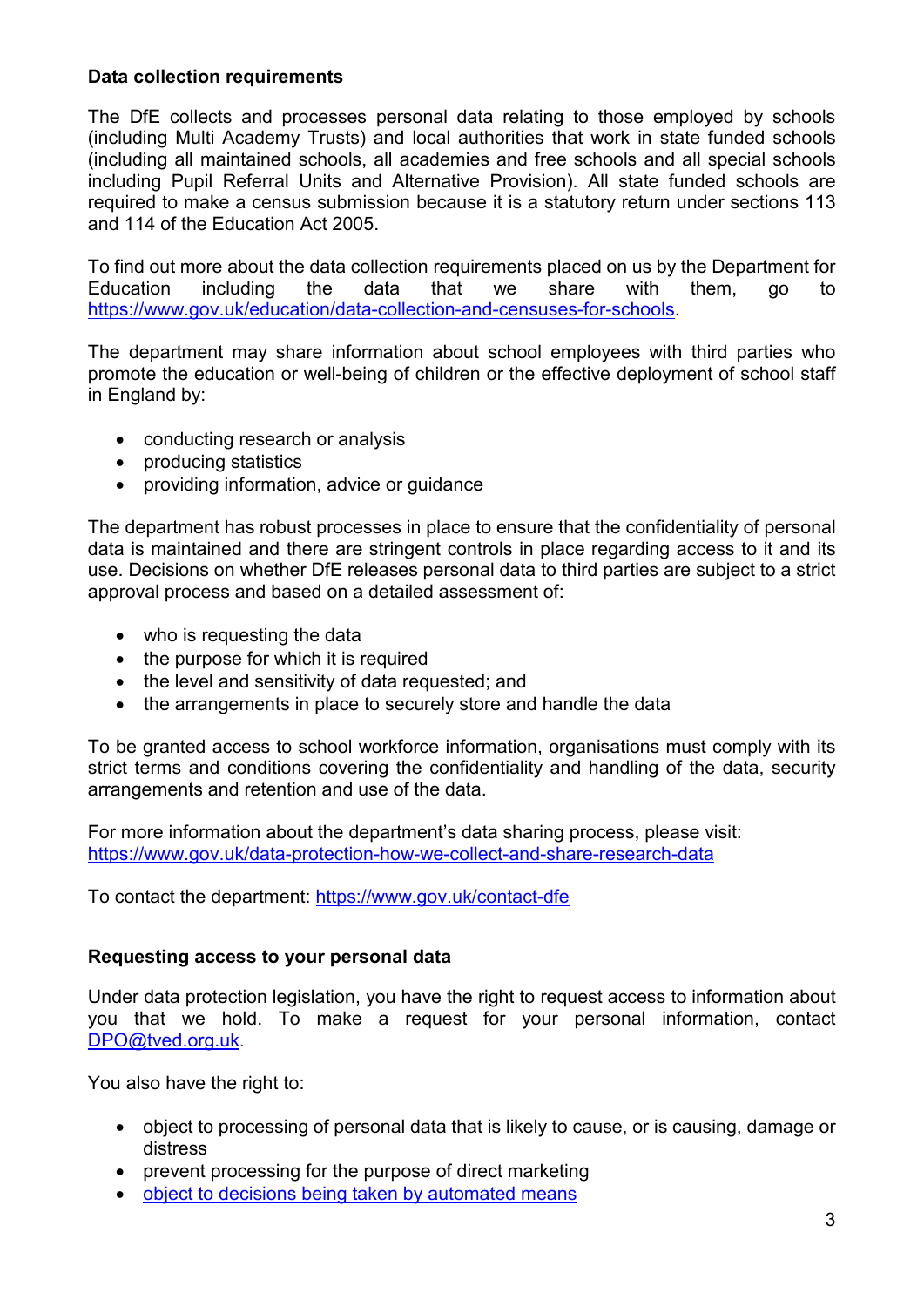**Data collection requirements**

The DfE collects and processes personal data relating to those employed by schools (including Multi Academy Trusts) and local authorities that work in state funded schools (including all maintained schools, all academies and free schools and all special schools including Pupil Referral Units and Alternative Provision). All state funded schools are required to make a census submission because it is a statutory return under sections 113 and 114 of the Education Act 2005.

To find out more about the data collection requirements placed on us by the Department for Education including the data that we share with them, go to [https://www.gov.uk/education/data-collection-and-censuses-for-schools](https://www.gov.uk/education/data-collection-and-censuses-for-schools).

The department may share information about school employees with third parties who promote the education or well-being of children or the effective deployment of school staff in England by:

- conducting research or analysis
- producing statistics
- providing information, advice or guidance

The department has robust processes in place to ensure that the confidentiality of personal data is maintained and there are stringent controls in place regarding access to it and its use. Decisions on whether DfE releases personal data to third parties are subject to a strict approval process and based on a detailed assessment of:

- who is requesting the data
- the purpose for which it is required
- the level and sensitivity of data requested; and
- the arrangements in place to securely store and handle the data

To be granted access to school workforce information, organisations must comply with its strict terms and conditions covering the confidentiality and handling of the data, security arrangements and retention and use of the data.

For more information about the department's data sharing process, please visit:
[https://www.gov.uk/data-protection-how-we-collect-and-share-research-data](https://www.gov.uk/data-protection-how-we-collect-and-share-research-data)

To contact the department: [https://www.gov.uk/contact-dfe](https://www.gov.uk/contact-dfe)

**Requesting access to your personal data**

Under data protection legislation, you have the right to request access to information about you that we hold. To make a request for your personal information, contact [DPO@tved.org.uk](mailto:DPO@tved.org.uk).

You also have the right to:

- object to processing of personal data that is likely to cause, or is causing, damage or distress
- prevent processing for the purpose of direct marketing
- object to decisions being taken by automated means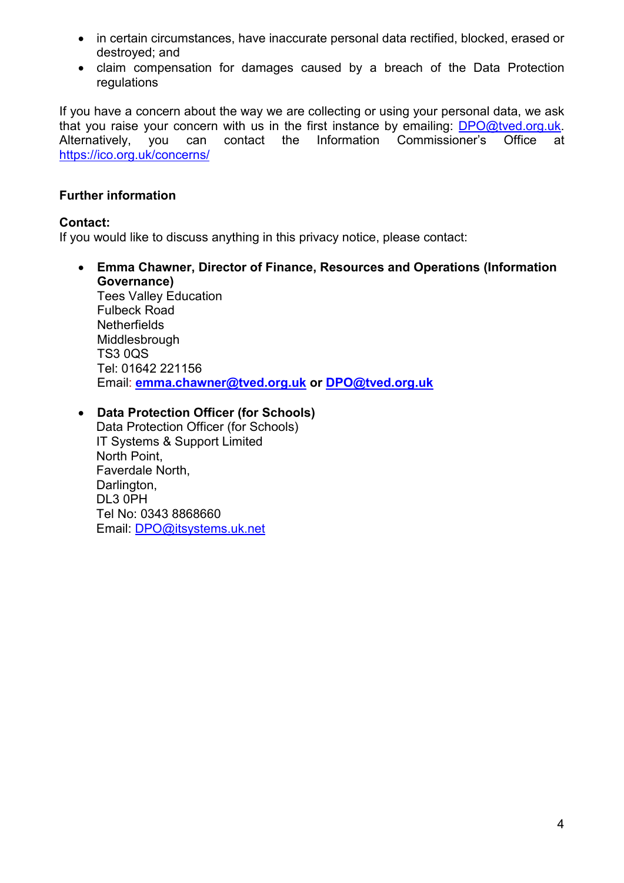- in certain circumstances, have inaccurate personal data rectified, blocked, erased or destroyed; and
- claim compensation for damages caused by a breach of the Data Protection regulations

If you have a concern about the way we are collecting or using your personal data, we ask that you raise your concern with us in the first instance by emailing: DPO@tved.org.uk. Alternatively, you can contact the Information Commissioner's Office at https://ico.org.uk/concerns/

**Further information**

**Contact:**
If you would like to discuss anything in this privacy notice, please contact:

- **Emma Chawner, Director of Finance, Resources and Operations (Information Governance)**
  Tees Valley Education
  Fulbeck Road
  Netherfields
  Middlesbrough
  TS3 0QS
  Tel: 01642 221156
  Email: **emma.chawner@tved.org.uk or DPO@tved.org.uk**

- **Data Protection Officer (for Schools)**
  Data Protection Officer (for Schools)
  IT Systems & Support Limited
  North Point,
  Faverdale North,
  Darlington,
  DL3 0PH
  Tel No: 0343 8868660
  Email: DPO@itsystems.uk.net